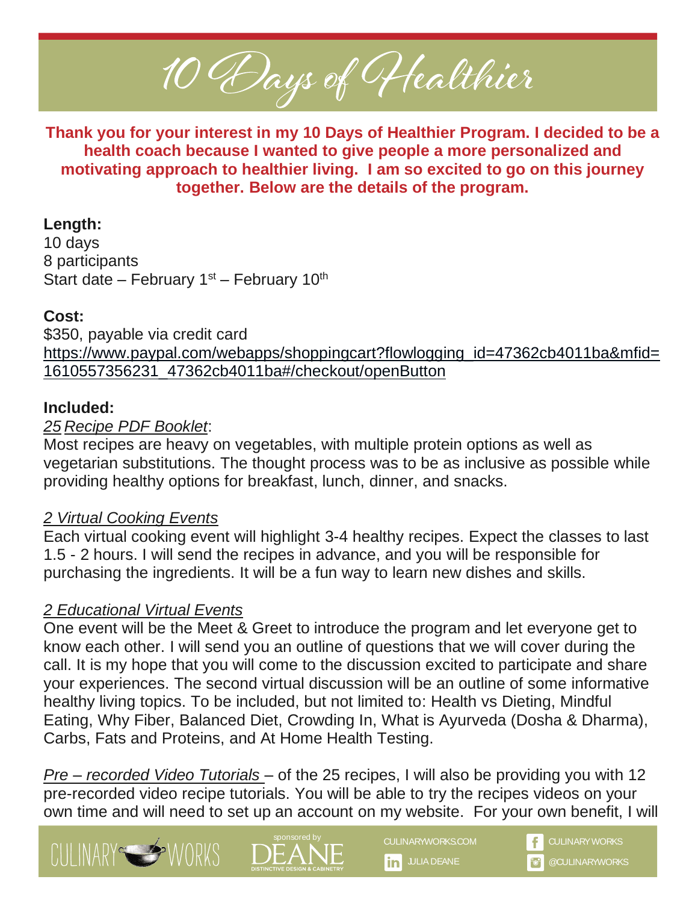# 10 Days of Healthier

**Thank you for your interest in my 10 Days of Healthier Program. I decided to be a health coach because I wanted to give people a more personalized and motivating approach to healthier living. I am so excited to go on this journey together. Below are the details of the program.**

**Length:**
10 days
8 participants
Start date – February 1st – February 10th

**Cost:**
$350, payable via credit card
https://www.paypal.com/webapps/shoppingcart?flowlogging_id=47362cb4011ba&mfid=1610557356231_47362cb4011ba#/checkout/openButton

**Included:**

*25 Recipe PDF Booklet*:
Most recipes are heavy on vegetables, with multiple protein options as well as vegetarian substitutions. The thought process was to be as inclusive as possible while providing healthy options for breakfast, lunch, dinner, and snacks.

*2 Virtual Cooking Events*
Each virtual cooking event will highlight 3-4 healthy recipes. Expect the classes to last 1.5 - 2 hours. I will send the recipes in advance, and you will be responsible for purchasing the ingredients. It will be a fun way to learn new dishes and skills.

*2 Educational Virtual Events*
One event will be the Meet & Greet to introduce the program and let everyone get to know each other. I will send you an outline of questions that we will cover during the call. It is my hope that you will come to the discussion excited to participate and share your experiences. The second virtual discussion will be an outline of some informative healthy living topics. To be included, but not limited to: Health vs Dieting, Mindful Eating, Why Fiber, Balanced Diet, Crowding In, What is Ayurveda (Dosha & Dharma), Carbs, Fats and Proteins, and At Home Health Testing.

*Pre – recorded Video Tutorials* – of the 25 recipes, I will also be providing you with 12 pre-recorded video recipe tutorials. You will be able to try the recipes videos on your own time and will need to set up an account on my website. For your own benefit, I will

CULINARY WORKS | sponsored by DEANE DISTINCTIVE DESIGN & CABINETRY | CULINARYWORKS.COM | JULIA DEANE | CULINARY WORKS | @CULINARYWORKS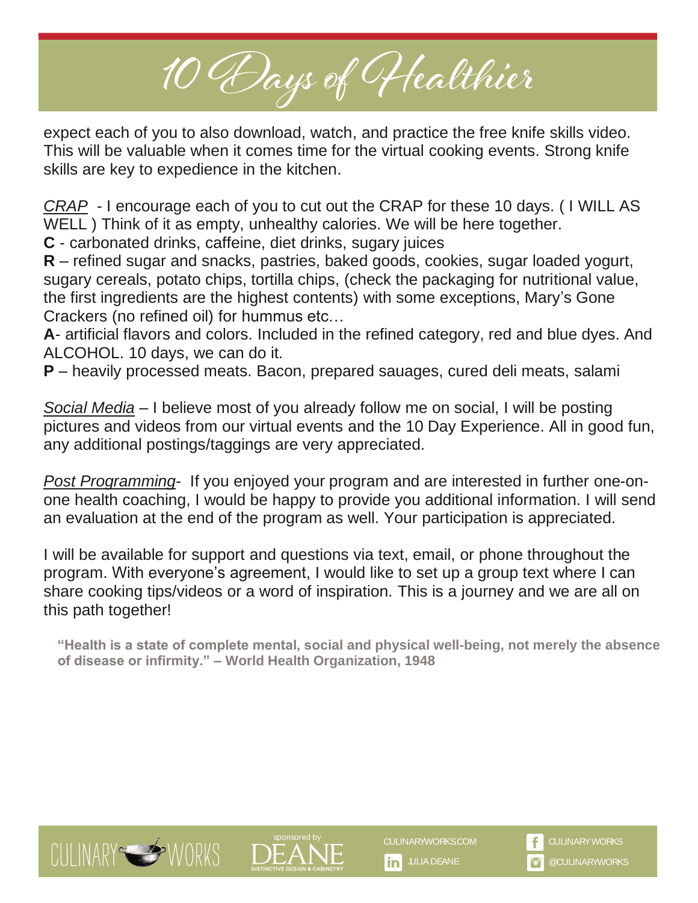expect each of you to also download, watch, and practice the free knife skills video. This will be valuable when it comes time for the virtual cooking events. Strong knife skills are key to expedience in the kitchen.

*CRAP* - I encourage each of you to cut out the CRAP for these 10 days. ( I WILL AS WELL ) Think of it as empty, unhealthy calories. We will be here together.

**C** - carbonated drinks, caffeine, diet drinks, sugary juices

**R** – refined sugar and snacks, pastries, baked goods, cookies, sugar loaded yogurt, sugary cereals, potato chips, tortilla chips, (check the packaging for nutritional value, the first ingredients are the highest contents) with some exceptions, Mary's Gone Crackers (no refined oil) for hummus etc…

**A**- artificial flavors and colors. Included in the refined category, red and blue dyes. And ALCOHOL. 10 days, we can do it.

**P** – heavily processed meats. Bacon, prepared sauages, cured deli meats, salami

*Social Media* – I believe most of you already follow me on social, I will be posting pictures and videos from our virtual events and the 10 Day Experience. All in good fun, any additional postings/taggings are very appreciated.

*Post Programming*- If you enjoyed your program and are interested in further one-on-one health coaching, I would be happy to provide you additional information. I will send an evaluation at the end of the program as well. Your participation is appreciated.

I will be available for support and questions via text, email, or phone throughout the program. With everyone's agreement, I would like to set up a group text where I can share cooking tips/videos or a word of inspiration. This is a journey and we are all on this path together!

**"Health is a state of complete mental, social and physical well-being, not merely the absence of disease or infirmity." – World Health Organization, 1948**